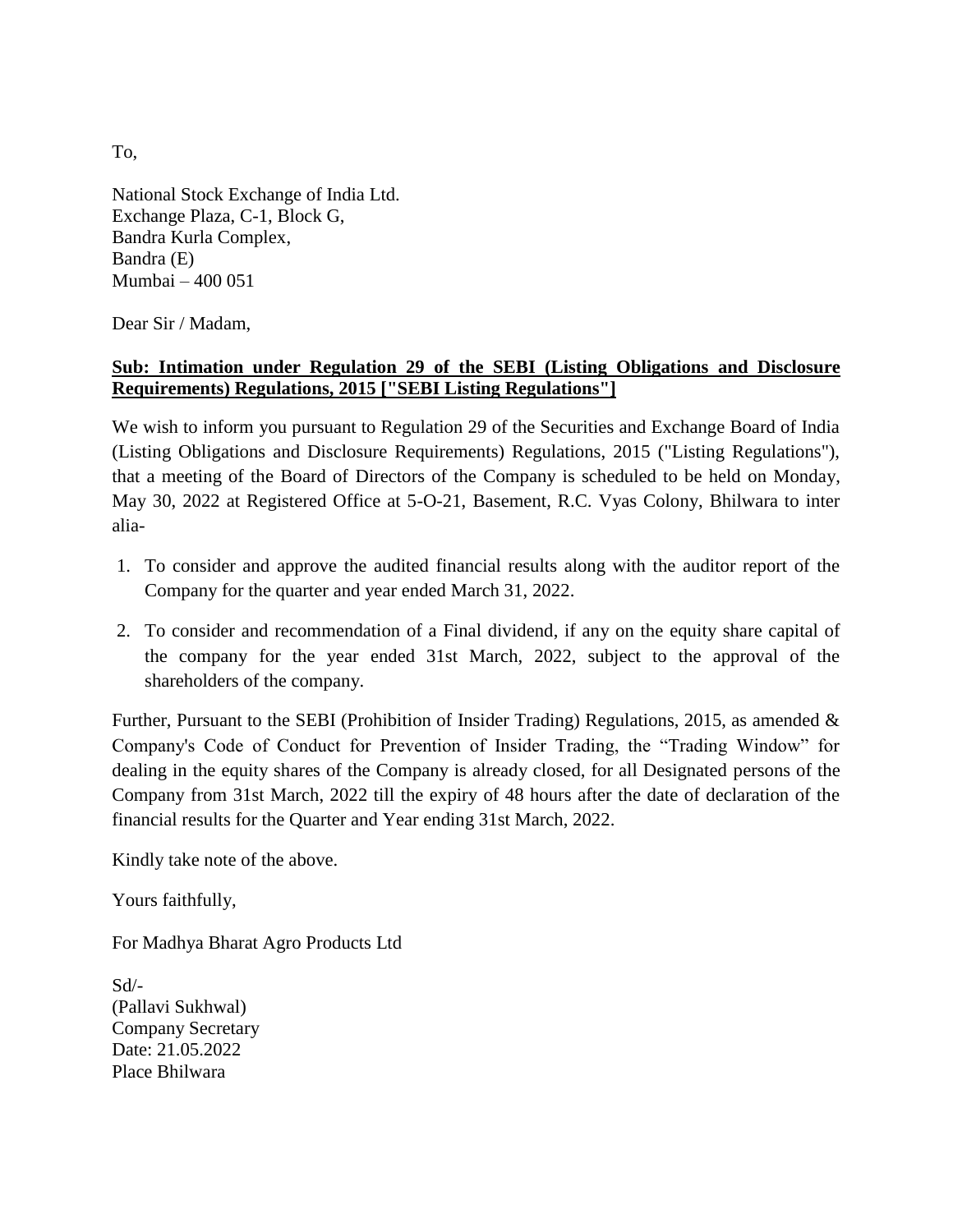To,

National Stock Exchange of India Ltd.
Exchange Plaza, C-1, Block G,
Bandra Kurla Complex,
Bandra (E)
Mumbai – 400 051

Dear Sir / Madam,

**Sub: Intimation under Regulation 29 of the SEBI (Listing Obligations and Disclosure Requirements) Regulations, 2015 ["SEBI Listing Regulations"]**

We wish to inform you pursuant to Regulation 29 of the Securities and Exchange Board of India (Listing Obligations and Disclosure Requirements) Regulations, 2015 ("Listing Regulations"), that a meeting of the Board of Directors of the Company is scheduled to be held on Monday, May 30, 2022 at Registered Office at 5-O-21, Basement, R.C. Vyas Colony, Bhilwara to inter alia-

1. To consider and approve the audited financial results along with the auditor report of the Company for the quarter and year ended March 31, 2022.
2. To consider and recommendation of a Final dividend, if any on the equity share capital of the company for the year ended 31st March, 2022, subject to the approval of the shareholders of the company.

Further, Pursuant to the SEBI (Prohibition of Insider Trading) Regulations, 2015, as amended & Company's Code of Conduct for Prevention of Insider Trading, the "Trading Window" for dealing in the equity shares of the Company is already closed, for all Designated persons of the Company from 31st March, 2022 till the expiry of 48 hours after the date of declaration of the financial results for the Quarter and Year ending 31st March, 2022.

Kindly take note of the above.

Yours faithfully,

For Madhya Bharat Agro Products Ltd

Sd/-
(Pallavi Sukhwal)
Company Secretary
Date: 21.05.2022
Place Bhilwara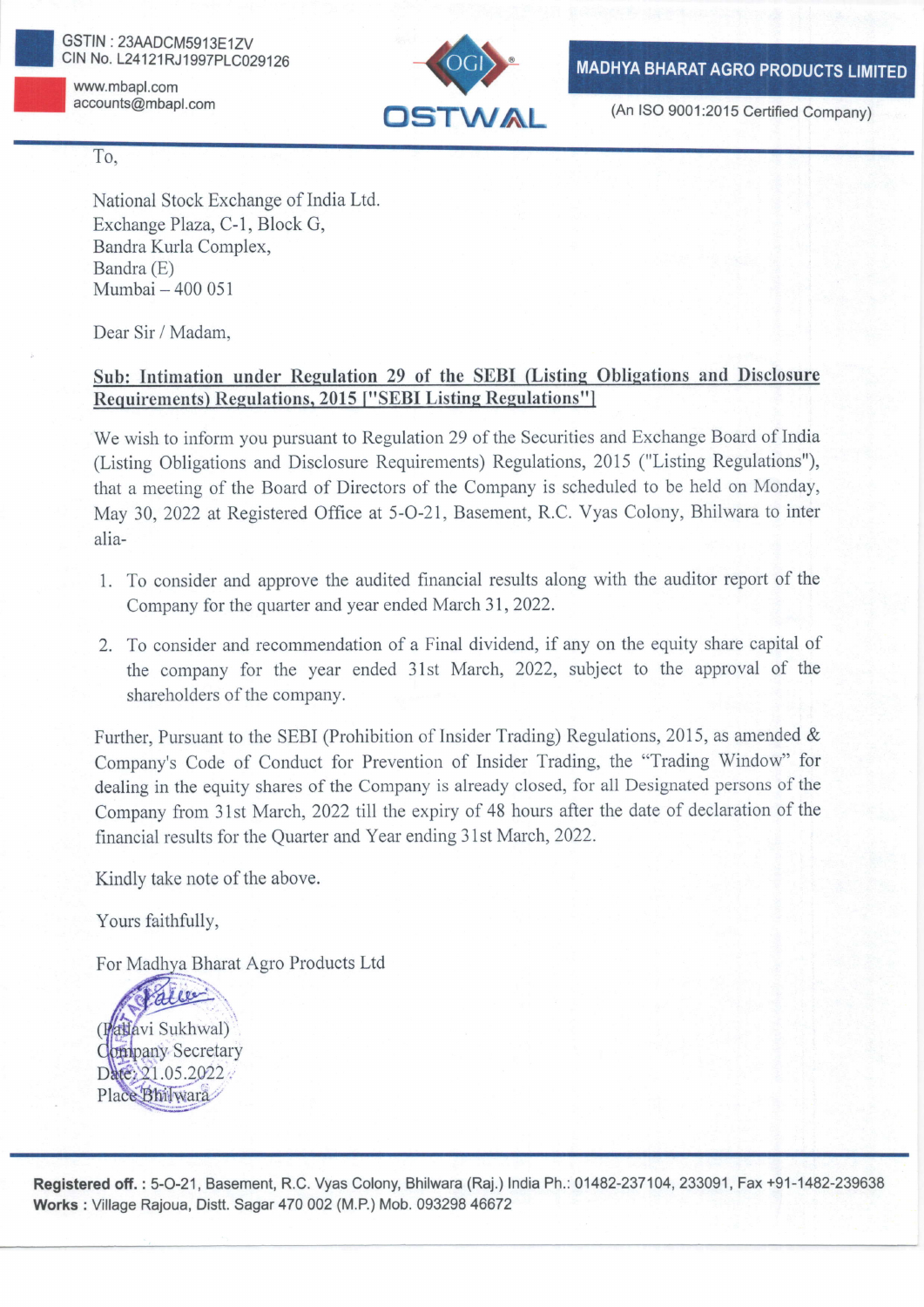GSTIN : 23AADCM5913E1ZV
CIN No. L24121RJ1997PLC029126

www.mbapl.com
accounts@mbapl.com

OSTWAL

**MADHYA BHARAT AGRO PRODUCTS LIMITED**

(An ISO 9001:2015 Certified Company)

To,

National Stock Exchange of India Ltd.
Exchange Plaza, C-1, Block G,
Bandra Kurla Complex,
Bandra (E)
Mumbai – 400 051

Dear Sir / Madam,

**Sub: Intimation under Regulation 29 of the SEBI (Listing Obligations and Disclosure Requirements) Regulations, 2015 ["SEBI Listing Regulations"]**

We wish to inform you pursuant to Regulation 29 of the Securities and Exchange Board of India (Listing Obligations and Disclosure Requirements) Regulations, 2015 ("Listing Regulations"), that a meeting of the Board of Directors of the Company is scheduled to be held on Monday, May 30, 2022 at Registered Office at 5-O-21, Basement, R.C. Vyas Colony, Bhilwara to inter alia-

1. To consider and approve the audited financial results along with the auditor report of the Company for the quarter and year ended March 31, 2022.
2. To consider and recommendation of a Final dividend, if any on the equity share capital of the company for the year ended 31st March, 2022, subject to the approval of the shareholders of the company.

Further, Pursuant to the SEBI (Prohibition of Insider Trading) Regulations, 2015, as amended & Company's Code of Conduct for Prevention of Insider Trading, the "Trading Window" for dealing in the equity shares of the Company is already closed, for all Designated persons of the Company from 31st March, 2022 till the expiry of 48 hours after the date of declaration of the financial results for the Quarter and Year ending 31st March, 2022.

Kindly take note of the above.

Yours faithfully,

For Madhya Bharat Agro Products Ltd

(Pallavi Sukhwal)
Company Secretary
Date: 21.05.2022
Place Bhilwara

**Registered off. :** 5-O-21, Basement, R.C. Vyas Colony, Bhilwara (Raj.) India Ph.: 01482-237104, 233091, Fax +91-1482-239638
**Works :** Village Rajoua, Distt. Sagar 470 002 (M.P.) Mob. 093298 46672